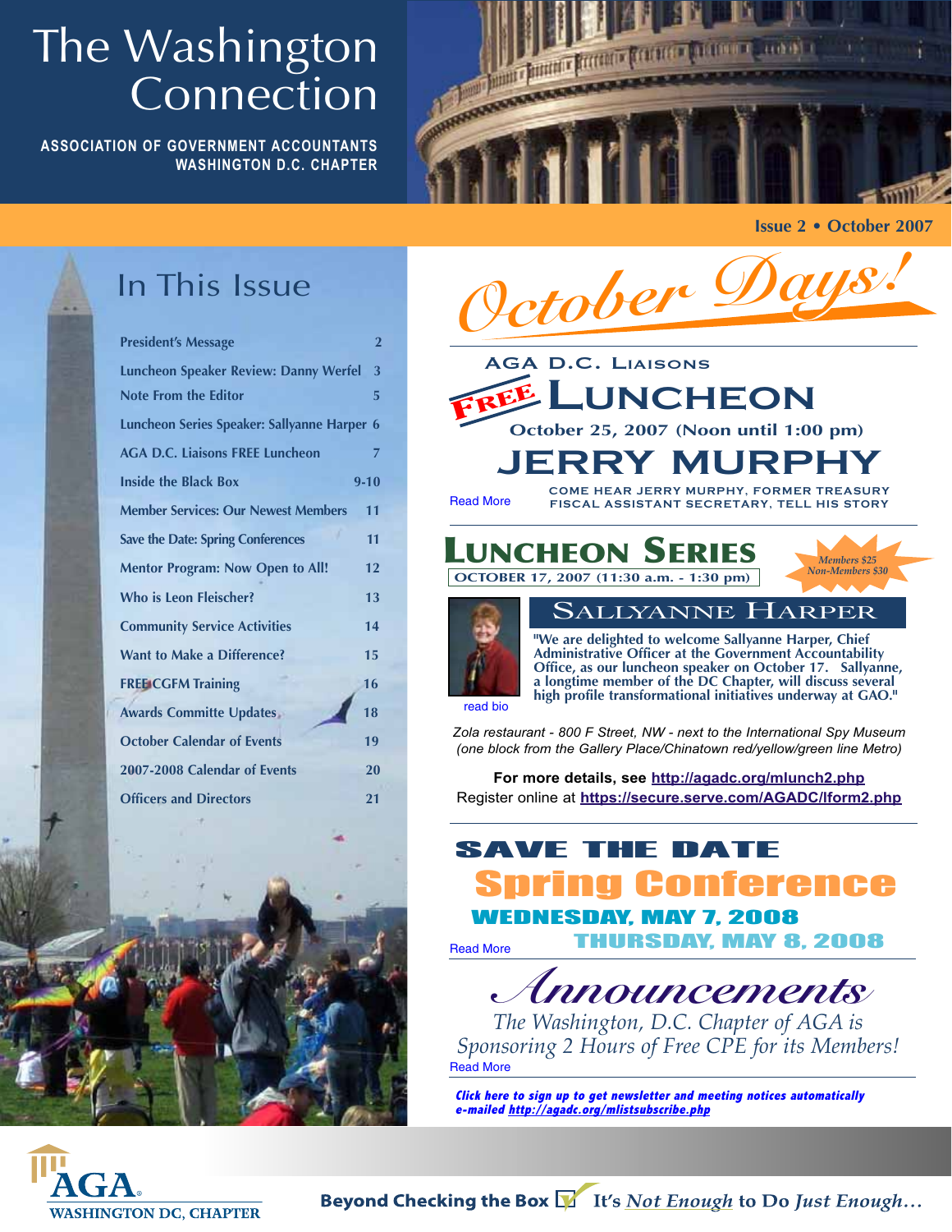# The Washington Connection

**ASSOCIATION OF GOVERNMENT ACCOUNTANTS**
**WASHINGTON D.C. CHAPTER**

**Issue 2 • October 2007**

## In This Issue

| | |
|---|---|
| President's Message | 2 |
| Luncheon Speaker Review: Danny Werfel | 3 |
| Note From the Editor | 5 |
| Luncheon Series Speaker: Sallyanne Harper | 6 |
| AGA D.C. Liaisons FREE Luncheon | 7 |
| Inside the Black Box | 9-10 |
| Member Services: Our Newest Members | 11 |
| Save the Date: Spring Conferences | 11 |
| Mentor Program: Now Open to All! | 12 |
| Who is Leon Fleischer? | 13 |
| Community Service Activities | 14 |
| Want to Make a Difference? | 15 |
| FREE CGFM Training | 16 |
| Awards Committe Updates | 18 |
| October Calendar of Events | 19 |
| 2007-2008 Calendar of Events | 20 |
| Officers and Directors | 21 |

# *October Days!*

## AGA D.C. Liaisons FREE LUNCHEON

**October 25, 2007 (Noon until 1:00 pm)**

## JERRY MURPHY

COME HEAR JERRY MURPHY, FORMER TREASURY FISCAL ASSISTANT SECRETARY, TELL HIS STORY

Read More

## LUNCHEON SERIES

**OCTOBER 17, 2007 (11:30 a.m. - 1:30 pm)**

*Members $25*
*Non-Members $30*

### SALLYANNE HARPER

**"We are delighted to welcome Sallyanne Harper, Chief Administrative Officer at the Government Accountability Office, as our luncheon speaker on October 17. Sallyanne, a longtime member of the DC Chapter, will discuss several high profile transformational initiatives underway at GAO."**

read bio

*Zola restaurant - 800 F Street, NW - next to the International Spy Museum (one block from the Gallery Place/Chinatown red/yellow/green line Metro)*

**For more details, see http://agadc.org/mlunch2.php**
Register online at **https://secure.serve.com/AGADC/lform2.php**

## SAVE THE DATE

## Spring Conference

**WEDNESDAY, MAY 7, 2008**
**THURSDAY, MAY 8, 2008**

Read More

## *Announcements*

*The Washington, D.C. Chapter of AGA is Sponsoring 2 Hours of Free CPE for its Members!*

Read More

***Click here to sign up to get newsletter and meeting notices automatically e-mailed http://agadc.org/mlistsubscribe.php***

AGA WASHINGTON DC, CHAPTER

**Beyond Checking the Box It's *Not Enough* to Do *Just Enough*...**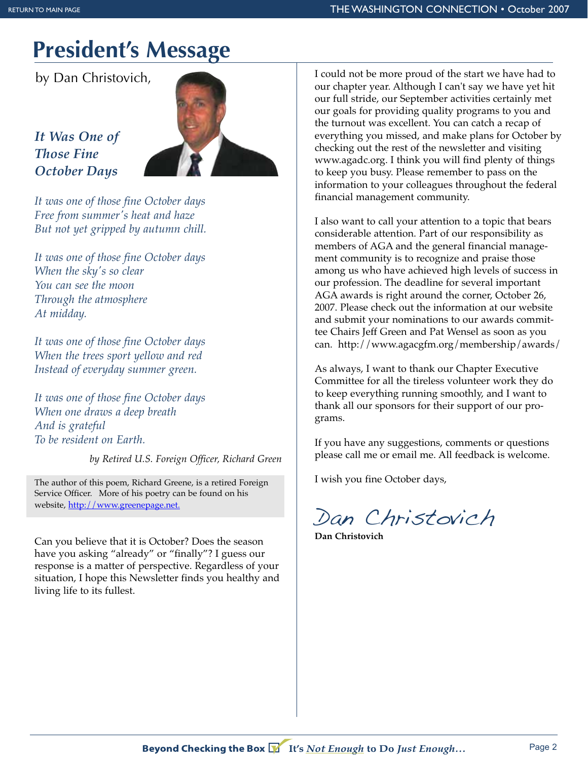# President's Message

by Dan Christovich,

### *It Was One of Those Fine October Days*

*It was one of those fine October days*
*Free from summer's heat and haze*
*But not yet gripped by autumn chill.*

*It was one of those fine October days*
*When the sky's so clear*
*You can see the moon*
*Through the atmosphere*
*At midday.*

*It was one of those fine October days*
*When the trees sport yellow and red*
*Instead of everyday summer green.*

*It was one of those fine October days*
*When one draws a deep breath*
*And is grateful*
*To be resident on Earth.*

*by Retired U.S. Foreign Officer, Richard Green*

> The author of this poem, Richard Greene, is a retired Foreign Service Officer. More of his poetry can be found on his website, http://www.greenepage.net.

Can you believe that it is October? Does the season have you asking "already" or "finally"? I guess our response is a matter of perspective. Regardless of your situation, I hope this Newsletter finds you healthy and living life to its fullest.

I could not be more proud of the start we have had to our chapter year. Although I can't say we have yet hit our full stride, our September activities certainly met our goals for providing quality programs to you and the turnout was excellent. You can catch a recap of everything you missed, and make plans for October by checking out the rest of the newsletter and visiting www.agadc.org. I think you will find plenty of things to keep you busy. Please remember to pass on the information to your colleagues throughout the federal financial management community.

I also want to call your attention to a topic that bears considerable attention. Part of our responsibility as members of AGA and the general financial management community is to recognize and praise those among us who have achieved high levels of success in our profession. The deadline for several important AGA awards is right around the corner, October 26, 2007. Please check out the information at our website and submit your nominations to our awards committee Chairs Jeff Green and Pat Wensel as soon as you can. http://www.agacgfm.org/membership/awards/

As always, I want to thank our Chapter Executive Committee for all the tireless volunteer work they do to keep everything running smoothly, and I want to thank all our sponsors for their support of our programs.

If you have any suggestions, comments or questions please call me or email me. All feedback is welcome.

I wish you fine October days,

*Dan Christovich*

**Dan Christovich**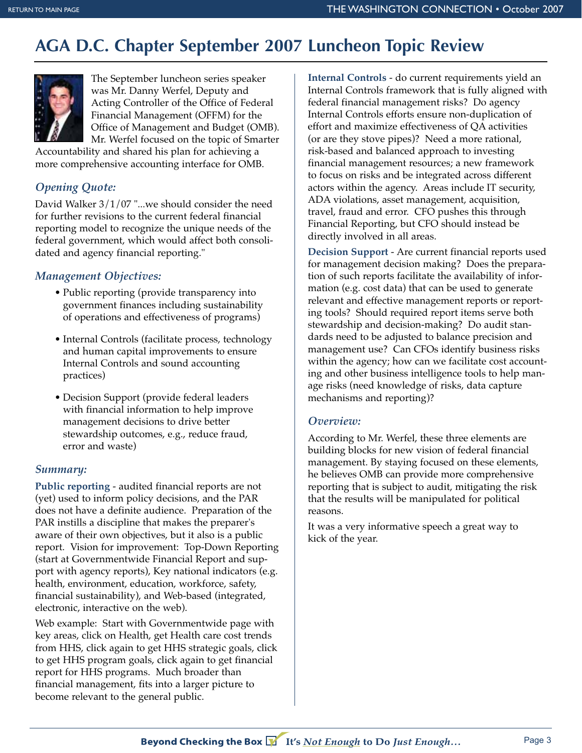# AGA D.C. Chapter September 2007 Luncheon Topic Review

The September luncheon series speaker was Mr. Danny Werfel, Deputy and Acting Controller of the Office of Federal Financial Management (OFFM) for the Office of Management and Budget (OMB). Mr. Werfel focused on the topic of Smarter Accountability and shared his plan for achieving a more comprehensive accounting interface for OMB.

## *Opening Quote:*

David Walker 3/1/07 "...we should consider the need for further revisions to the current federal financial reporting model to recognize the unique needs of the federal government, which would affect both consolidated and agency financial reporting."

## *Management Objectives:*

- Public reporting (provide transparency into government finances including sustainability of operations and effectiveness of programs)
- Internal Controls (facilitate process, technology and human capital improvements to ensure Internal Controls and sound accounting practices)
- Decision Support (provide federal leaders with financial information to help improve management decisions to drive better stewardship outcomes, e.g., reduce fraud, error and waste)

## *Summary:*

**Public reporting** - audited financial reports are not (yet) used to inform policy decisions, and the PAR does not have a definite audience. Preparation of the PAR instills a discipline that makes the preparer's aware of their own objectives, but it also is a public report. Vision for improvement: Top-Down Reporting (start at Governmentwide Financial Report and support with agency reports), Key national indicators (e.g. health, environment, education, workforce, safety, financial sustainability), and Web-based (integrated, electronic, interactive on the web).

Web example: Start with Governmentwide page with key areas, click on Health, get Health care cost trends from HHS, click again to get HHS strategic goals, click to get HHS program goals, click again to get financial report for HHS programs. Much broader than financial management, fits into a larger picture to become relevant to the general public.

**Internal Controls** - do current requirements yield an Internal Controls framework that is fully aligned with federal financial management risks? Do agency Internal Controls efforts ensure non-duplication of effort and maximize effectiveness of QA activities (or are they stove pipes)? Need a more rational, risk-based and balanced approach to investing financial management resources; a new framework to focus on risks and be integrated across different actors within the agency. Areas include IT security, ADA violations, asset management, acquisition, travel, fraud and error. CFO pushes this through Financial Reporting, but CFO should instead be directly involved in all areas.

**Decision Support** - Are current financial reports used for management decision making? Does the preparation of such reports facilitate the availability of information (e.g. cost data) that can be used to generate relevant and effective management reports or reporting tools? Should required report items serve both stewardship and decision-making? Do audit standards need to be adjusted to balance precision and management use? Can CFOs identify business risks within the agency; how can we facilitate cost accounting and other business intelligence tools to help manage risks (need knowledge of risks, data capture mechanisms and reporting)?

## *Overview:*

According to Mr. Werfel, these three elements are building blocks for new vision of federal financial management. By staying focused on these elements, he believes OMB can provide more comprehensive reporting that is subject to audit, mitigating the risk that the results will be manipulated for political reasons.

It was a very informative speech a great way to kick of the year.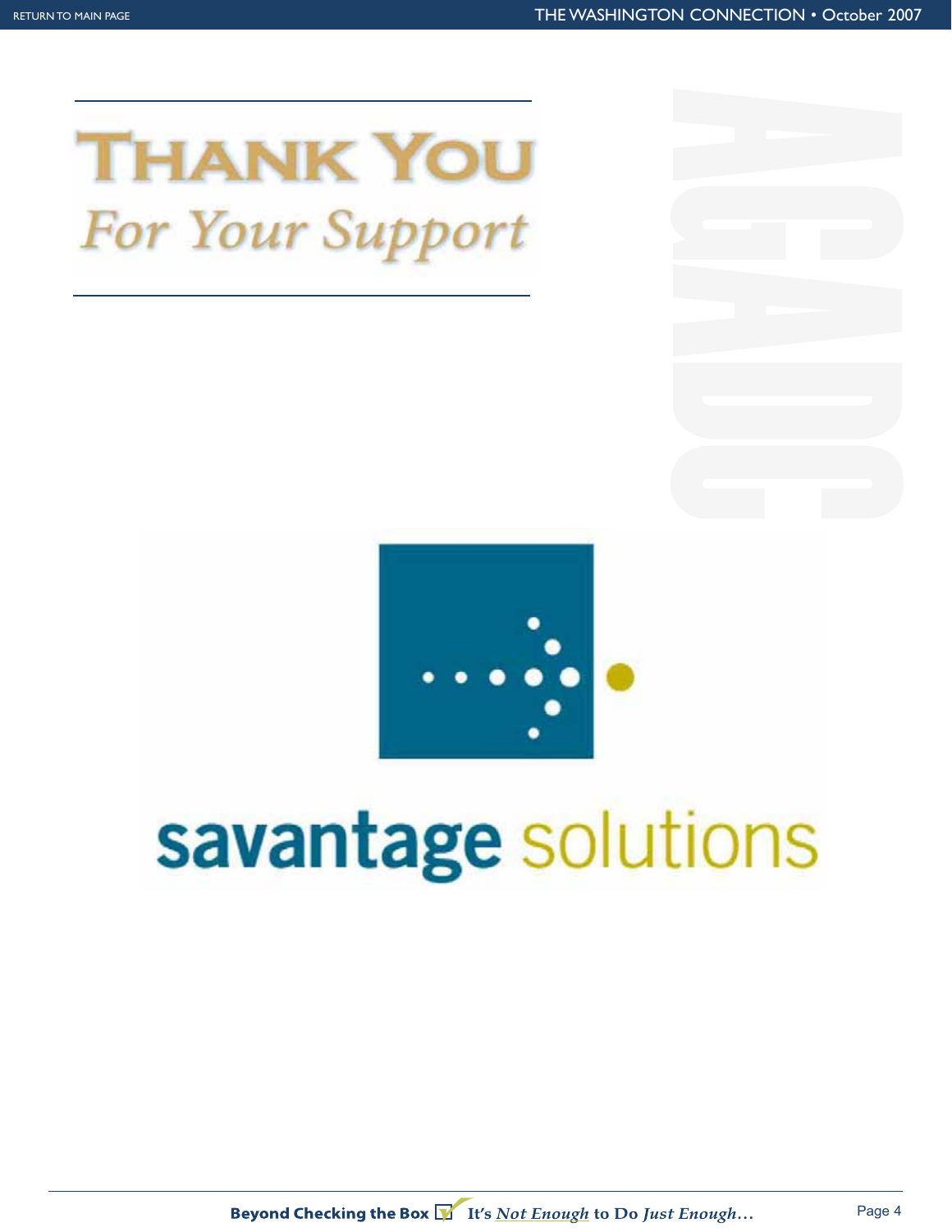# THANK YOU

## *For Your Support*

AGADC

savantage solutions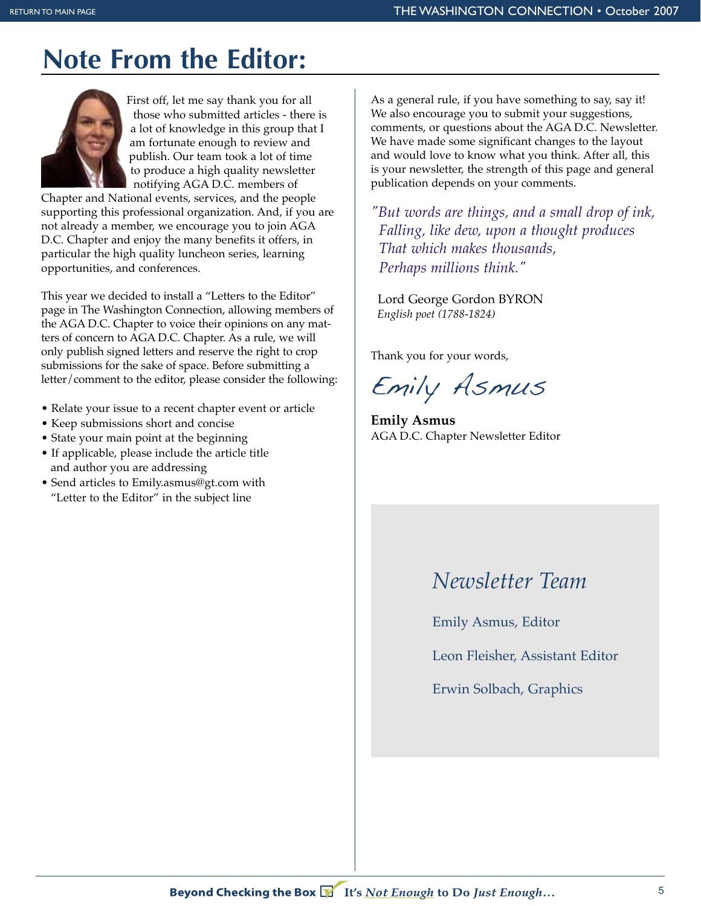# Note From the Editor:

First off, let me say thank you for all those who submitted articles - there is a lot of knowledge in this group that I am fortunate enough to review and publish. Our team took a lot of time to produce a high quality newsletter notifying AGA D.C. members of Chapter and National events, services, and the people supporting this professional organization. And, if you are not already a member, we encourage you to join AGA D.C. Chapter and enjoy the many benefits it offers, in particular the high quality luncheon series, learning opportunities, and conferences.

This year we decided to install a "Letters to the Editor" page in The Washington Connection, allowing members of the AGA D.C. Chapter to voice their opinions on any matters of concern to AGA D.C. Chapter. As a rule, we will only publish signed letters and reserve the right to crop submissions for the sake of space. Before submitting a letter/comment to the editor, please consider the following:

- Relate your issue to a recent chapter event or article
- Keep submissions short and concise
- State your main point at the beginning
- If applicable, please include the article title and author you are addressing
- Send articles to Emily.asmus@gt.com with "Letter to the Editor" in the subject line

As a general rule, if you have something to say, say it! We also encourage you to submit your suggestions, comments, or questions about the AGA D.C. Newsletter. We have made some significant changes to the layout and would love to know what you think. After all, this is your newsletter, the strength of this page and general publication depends on your comments.

*"But words are things, and a small drop of ink,*
*Falling, like dew, upon a thought produces*
*That which makes thousands,*
*Perhaps millions think."*

Lord George Gordon BYRON
*English poet (1788-1824)*

Thank you for your words,

*Emily Asmus*

**Emily Asmus**
AGA D.C. Chapter Newsletter Editor

## *Newsletter Team*

Emily Asmus, Editor

Leon Fleisher, Assistant Editor

Erwin Solbach, Graphics

**Beyond Checking the Box** It's *Not Enough* to Do *Just Enough…*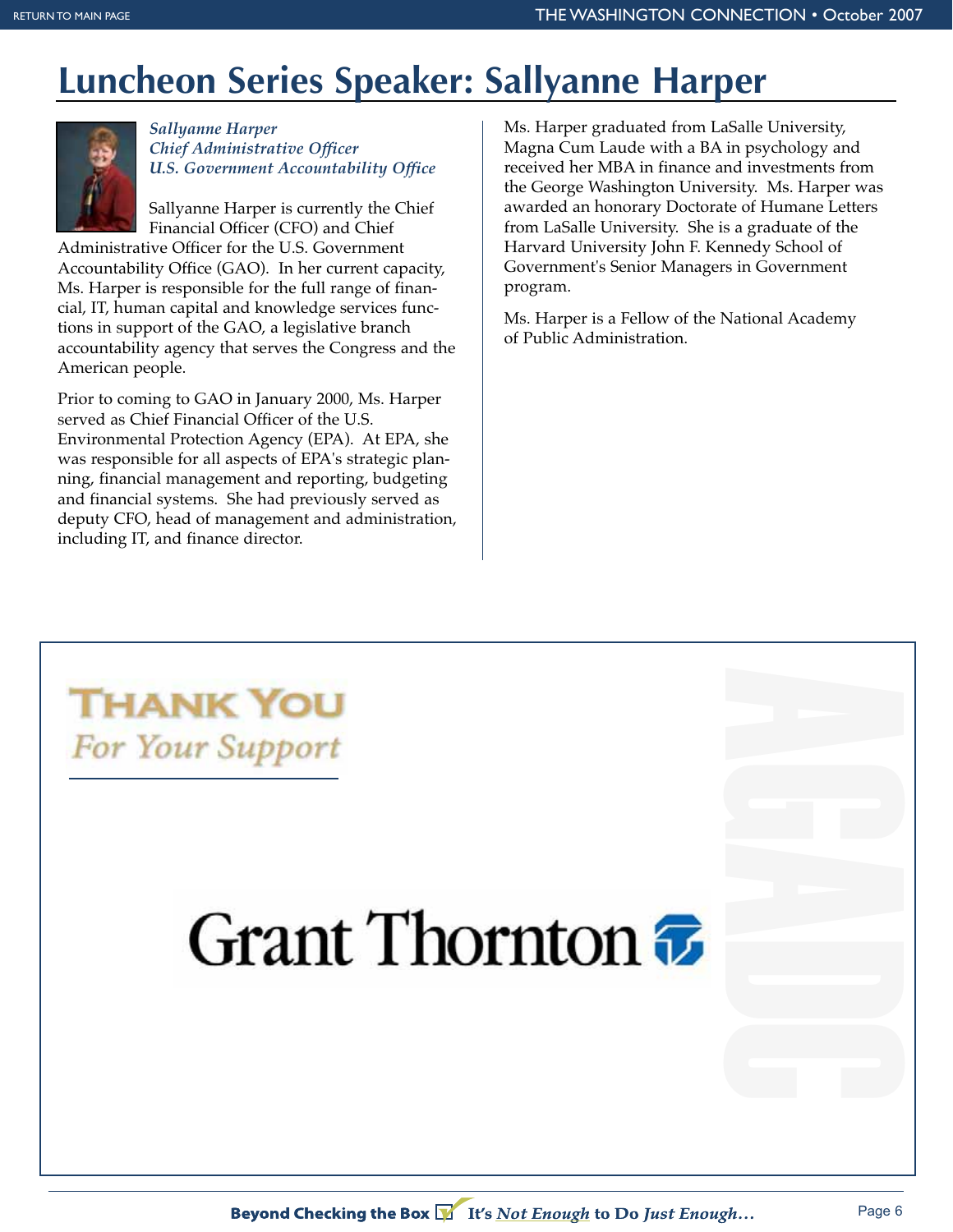# Luncheon Series Speaker: Sallyanne Harper

*Sallyanne Harper*
*Chief Administrative Officer*
*U.S. Government Accountability Office*

Sallyanne Harper is currently the Chief Financial Officer (CFO) and Chief Administrative Officer for the U.S. Government Accountability Office (GAO). In her current capacity, Ms. Harper is responsible for the full range of financial, IT, human capital and knowledge services functions in support of the GAO, a legislative branch accountability agency that serves the Congress and the American people.

Prior to coming to GAO in January 2000, Ms. Harper served as Chief Financial Officer of the U.S. Environmental Protection Agency (EPA). At EPA, she was responsible for all aspects of EPA's strategic planning, financial management and reporting, budgeting and financial systems. She had previously served as deputy CFO, head of management and administration, including IT, and finance director.

Ms. Harper graduated from LaSalle University, Magna Cum Laude with a BA in psychology and received her MBA in finance and investments from the George Washington University. Ms. Harper was awarded an honorary Doctorate of Humane Letters from LaSalle University. She is a graduate of the Harvard University John F. Kennedy School of Government's Senior Managers in Government program.

Ms. Harper is a Fellow of the National Academy of Public Administration.

**THANK YOU**
*For Your Support*

Grant Thornton

AGADC

**Beyond Checking the Box** It's *Not Enough* to Do *Just Enough…*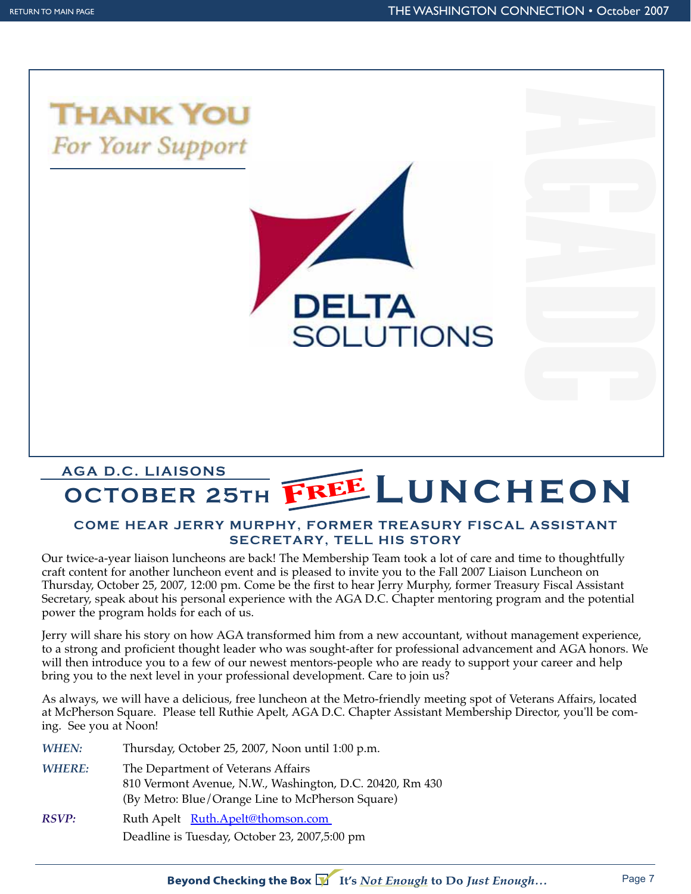# Thank You

*For Your Support*

DELTA SOLUTIONS

AGA DC

## AGA D.C. LIAISONS OCTOBER 25TH FREE LUNCHEON

### COME HEAR JERRY MURPHY, FORMER TREASURY FISCAL ASSISTANT SECRETARY, TELL HIS STORY

Our twice-a-year liaison luncheons are back! The Membership Team took a lot of care and time to thoughtfully craft content for another luncheon event and is pleased to invite you to the Fall 2007 Liaison Luncheon on Thursday, October 25, 2007, 12:00 pm. Come be the first to hear Jerry Murphy, former Treasury Fiscal Assistant Secretary, speak about his personal experience with the AGA D.C. Chapter mentoring program and the potential power the program holds for each of us.

Jerry will share his story on how AGA transformed him from a new accountant, without management experience, to a strong and proficient thought leader who was sought-after for professional advancement and AGA honors. We will then introduce you to a few of our newest mentors-people who are ready to support your career and help bring you to the next level in your professional development. Care to join us?

As always, we will have a delicious, free luncheon at the Metro-friendly meeting spot of Veterans Affairs, located at McPherson Square. Please tell Ruthie Apelt, AGA D.C. Chapter Assistant Membership Director, you'll be coming. See you at Noon!

*WHEN:* Thursday, October 25, 2007, Noon until 1:00 p.m.

*WHERE:* The Department of Veterans Affairs
810 Vermont Avenue, N.W., Washington, D.C. 20420, Rm 430
(By Metro: Blue/Orange Line to McPherson Square)

*RSVP:* Ruth Apelt Ruth.Apelt@thomson.com
Deadline is Tuesday, October 23, 2007,5:00 pm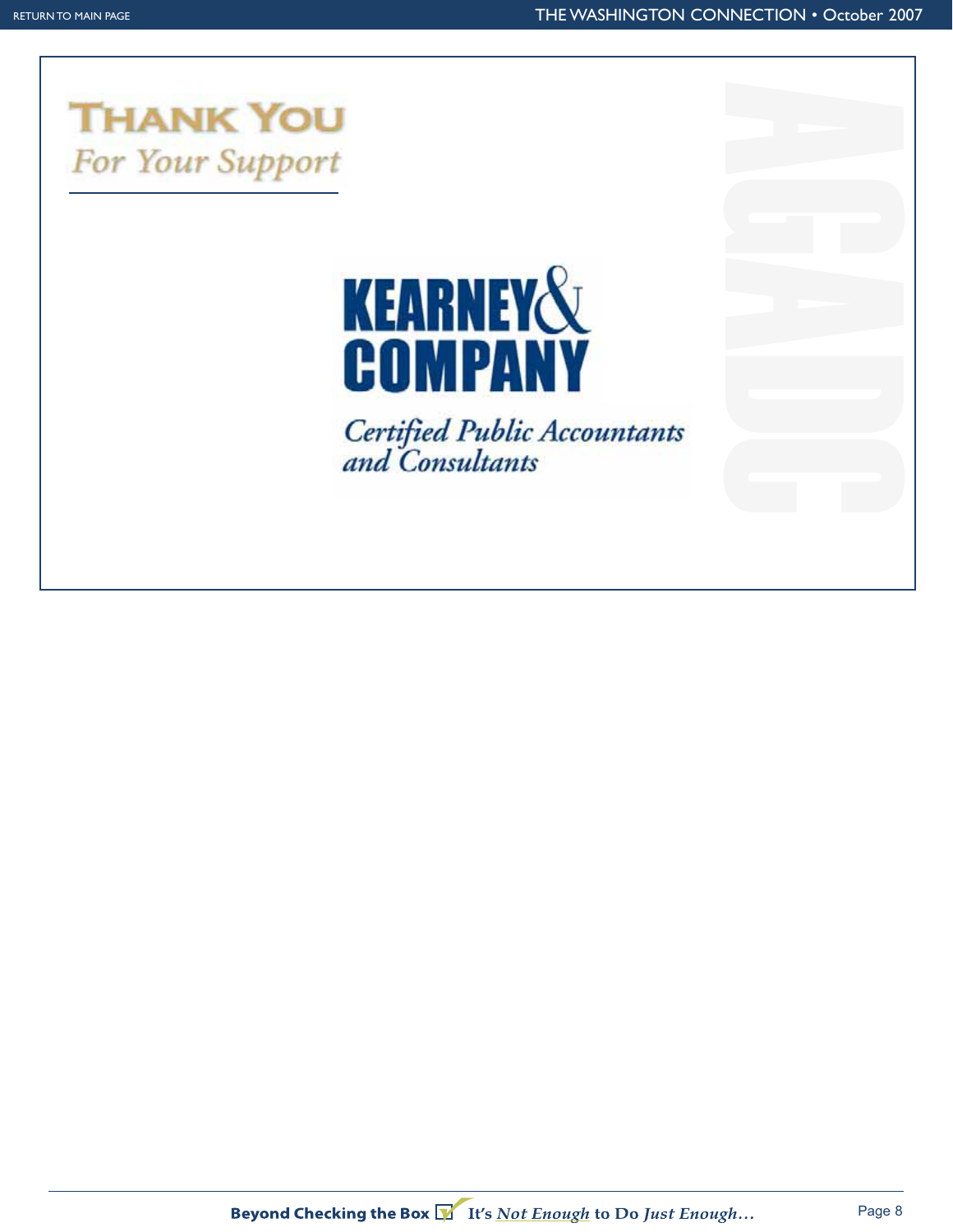# THANK YOU

*For Your Support*

**KEARNEY& COMPANY**

*Certified Public Accountants and Consultants*

AGADC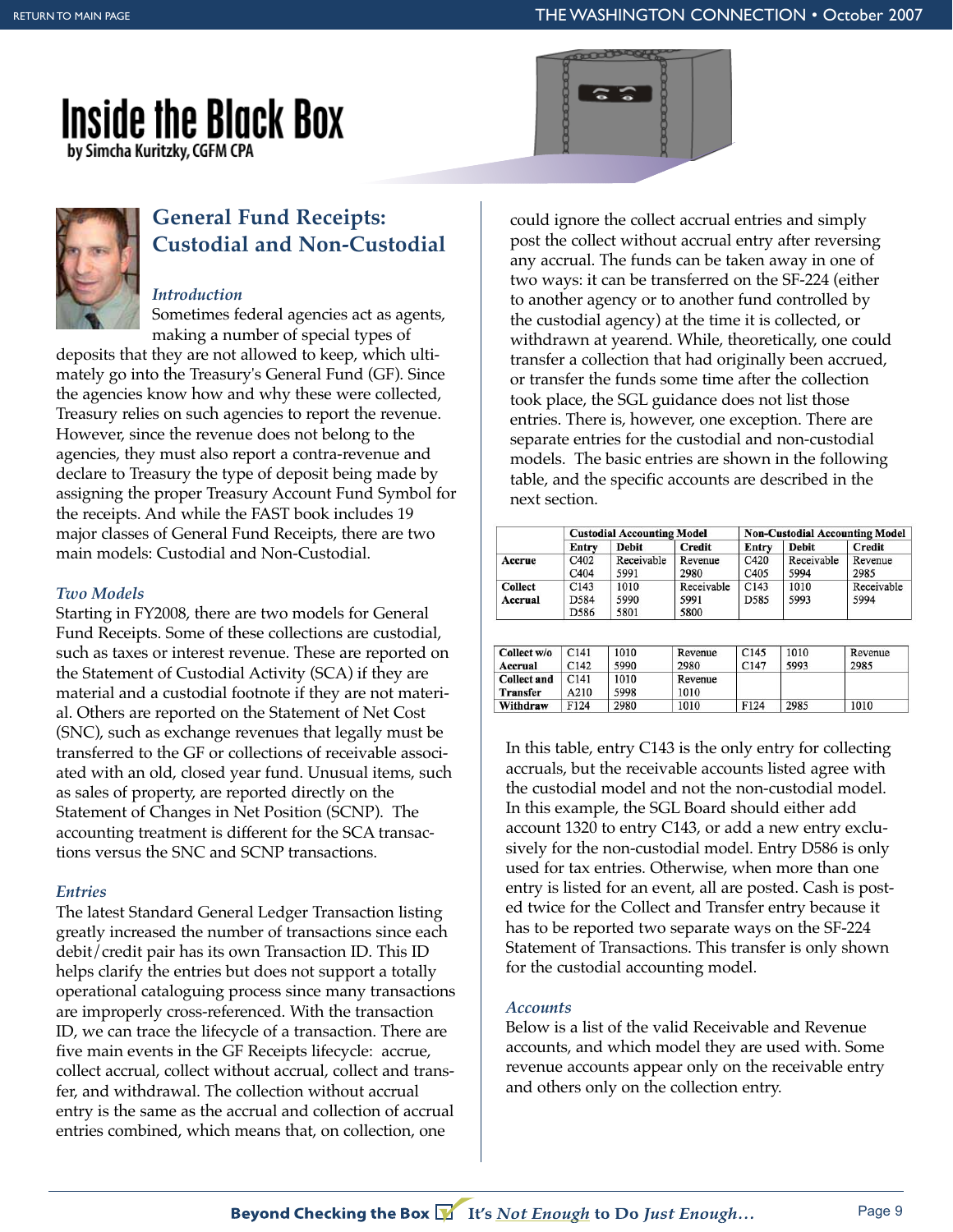# Inside the Black Box

by Simcha Kuritzky, CGFM CPA

## General Fund Receipts: Custodial and Non-Custodial

### *Introduction*

Sometimes federal agencies act as agents, making a number of special types of deposits that they are not allowed to keep, which ultimately go into the Treasury's General Fund (GF). Since the agencies know how and why these were collected, Treasury relies on such agencies to report the revenue. However, since the revenue does not belong to the agencies, they must also report a contra-revenue and declare to Treasury the type of deposit being made by assigning the proper Treasury Account Fund Symbol for the receipts. And while the FAST book includes 19 major classes of General Fund Receipts, there are two main models: Custodial and Non-Custodial.

### *Two Models*

Starting in FY2008, there are two models for General Fund Receipts. Some of these collections are custodial, such as taxes or interest revenue. These are reported on the Statement of Custodial Activity (SCA) if they are material and a custodial footnote if they are not material. Others are reported on the Statement of Net Cost (SNC), such as exchange revenues that legally must be transferred to the GF or collections of receivable associated with an old, closed year fund. Unusual items, such as sales of property, are reported directly on the Statement of Changes in Net Position (SCNP). The accounting treatment is different for the SCA transactions versus the SNC and SCNP transactions.

### *Entries*

The latest Standard General Ledger Transaction listing greatly increased the number of transactions since each debit/credit pair has its own Transaction ID. This ID helps clarify the entries but does not support a totally operational cataloguing process since many transactions are improperly cross-referenced. With the transaction ID, we can trace the lifecycle of a transaction. There are five main events in the GF Receipts lifecycle: accrue, collect accrual, collect without accrual, collect and transfer, and withdrawal. The collection without accrual entry is the same as the accrual and collection of accrual entries combined, which means that, on collection, one could ignore the collect accrual entries and simply post the collect without accrual entry after reversing any accrual. The funds can be taken away in one of two ways: it can be transferred on the SF-224 (either to another agency or to another fund controlled by the custodial agency) at the time it is collected, or withdrawn at yearend. While, theoretically, one could transfer a collection that had originally been accrued, or transfer the funds some time after the collection took place, the SGL guidance does not list those entries. There is, however, one exception. There are separate entries for the custodial and non-custodial models. The basic entries are shown in the following table, and the specific accounts are described in the next section.

| | Custodial Accounting Model | | | Non-Custodial Accounting Model | | |
|---|---|---|---|---|---|---|
| | Entry | Debit | Credit | Entry | Debit | Credit |
| Accrue | C402<br>C404 | Receivable<br>5991 | Revenue<br>2980 | C420<br>C405 | Receivable<br>5994 | Revenue<br>2985 |
| Collect Accrual | C143<br>D584<br>D586 | 1010<br>5990<br>5801 | Receivable<br>5991<br>5800 | C143<br>D585 | 1010<br>5993 | Receivable<br>5994 |
| Collect w/o Accrual | C141<br>C142 | 1010<br>5990 | Revenue<br>2980 | C145<br>C147 | 1010<br>5993 | Revenue<br>2985 |
| Collect and Transfer | C141<br>A210 | 1010<br>5998 | Revenue<br>1010 | | | |
| Withdraw | F124 | 2980 | 1010 | F124 | 2985 | 1010 |

In this table, entry C143 is the only entry for collecting accruals, but the receivable accounts listed agree with the custodial model and not the non-custodial model. In this example, the SGL Board should either add account 1320 to entry C143, or add a new entry exclusively for the non-custodial model. Entry D586 is only used for tax entries. Otherwise, when more than one entry is listed for an event, all are posted. Cash is posted twice for the Collect and Transfer entry because it has to be reported two separate ways on the SF-224 Statement of Transactions. This transfer is only shown for the custodial accounting model.

### *Accounts*

Below is a list of the valid Receivable and Revenue accounts, and which model they are used with. Some revenue accounts appear only on the receivable entry and others only on the collection entry.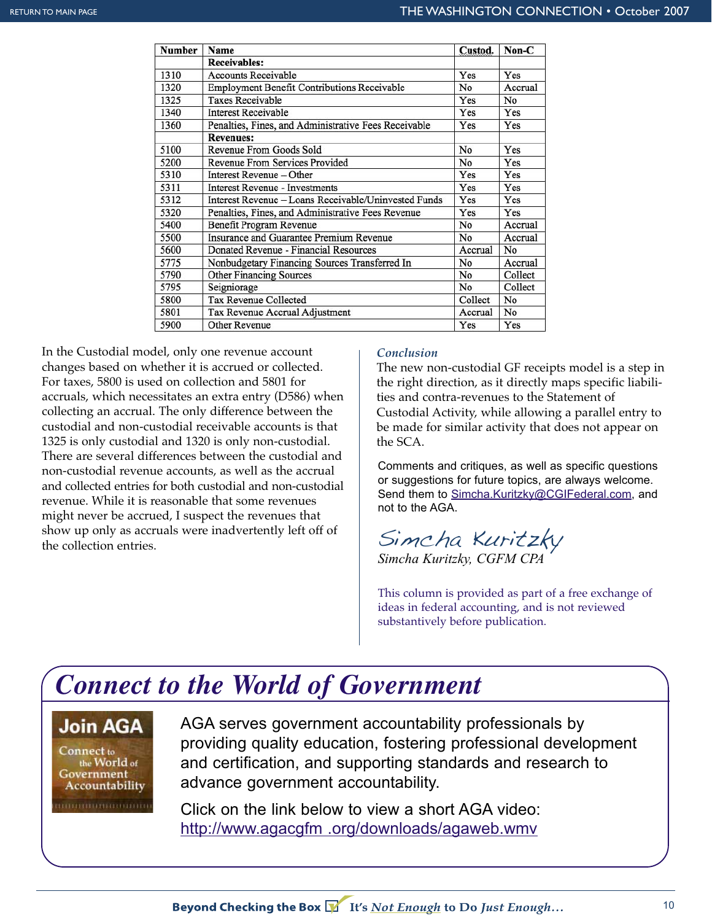| Number | Name | Custod. | Non-C |
|---|---|---|---|
| | **Receivables:** | | |
| 1310 | Accounts Receivable | Yes | Yes |
| 1320 | Employment Benefit Contributions Receivable | No | Accrual |
| 1325 | Taxes Receivable | Yes | No |
| 1340 | Interest Receivable | Yes | Yes |
| 1360 | Penalties, Fines, and Administrative Fees Receivable | Yes | Yes |
| | **Revenues:** | | |
| 5100 | Revenue From Goods Sold | No | Yes |
| 5200 | Revenue From Services Provided | No | Yes |
| 5310 | Interest Revenue – Other | Yes | Yes |
| 5311 | Interest Revenue - Investments | Yes | Yes |
| 5312 | Interest Revenue – Loans Receivable/Uninvested Funds | Yes | Yes |
| 5320 | Penalties, Fines, and Administrative Fees Revenue | Yes | Yes |
| 5400 | Benefit Program Revenue | No | Accrual |
| 5500 | Insurance and Guarantee Premium Revenue | No | Accrual |
| 5600 | Donated Revenue - Financial Resources | Accrual | No |
| 5775 | Nonbudgetary Financing Sources Transferred In | No | Accrual |
| 5790 | Other Financing Sources | No | Collect |
| 5795 | Seigniorage | No | Collect |
| 5800 | Tax Revenue Collected | Collect | No |
| 5801 | Tax Revenue Accrual Adjustment | Accrual | No |
| 5900 | Other Revenue | Yes | Yes |

In the Custodial model, only one revenue account changes based on whether it is accrued or collected. For taxes, 5800 is used on collection and 5801 for accruals, which necessitates an extra entry (D586) when collecting an accrual. The only difference between the custodial and non-custodial receivable accounts is that 1325 is only custodial and 1320 is only non-custodial. There are several differences between the custodial and non-custodial revenue accounts, as well as the accrual and collected entries for both custodial and non-custodial revenue. While it is reasonable that some revenues might never be accrued, I suspect the revenues that show up only as accruals were inadvertently left off of the collection entries.

### *Conclusion*

The new non-custodial GF receipts model is a step in the right direction, as it directly maps specific liabilities and contra-revenues to the Statement of Custodial Activity, while allowing a parallel entry to be made for similar activity that does not appear on the SCA.

Comments and critiques, as well as specific questions or suggestions for future topics, are always welcome. Send them to Simcha.Kuritzky@CGIFederal.com, and not to the AGA.

Simcha Kuritzky

*Simcha Kuritzky, CGFM CPA*

This column is provided as part of a free exchange of ideas in federal accounting, and is not reviewed substantively before publication.

## *Connect to the World of Government*

Join AGA

Connect to the World of Government Accountability

AGA serves government accountability professionals by providing quality education, fostering professional development and certification, and supporting standards and research to advance government accountability.

Click on the link below to view a short AGA video:
http://www.agacgfm .org/downloads/agaweb.wmv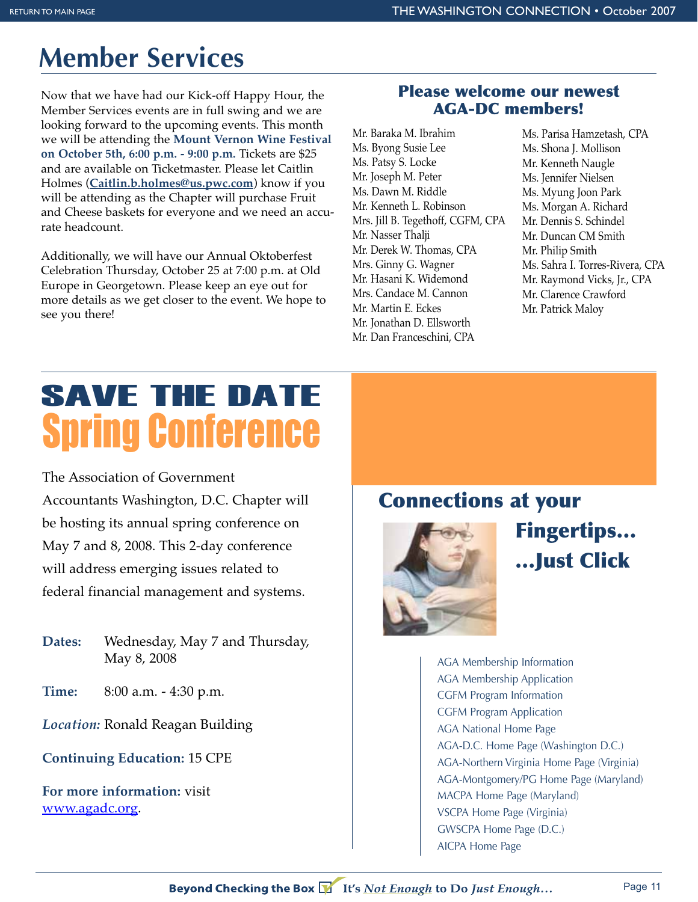# Member Services

Now that we have had our Kick-off Happy Hour, the Member Services events are in full swing and we are looking forward to the upcoming events. This month we will be attending the **Mount Vernon Wine Festival on October 5th, 6:00 p.m. - 9:00 p.m.** Tickets are $25 and are available on Ticketmaster. Please let Caitlin Holmes (**Caitlin.b.holmes@us.pwc.com**) know if you will be attending as the Chapter will purchase Fruit and Cheese baskets for everyone and we need an accurate headcount.

Additionally, we will have our Annual Oktoberfest Celebration Thursday, October 25 at 7:00 p.m. at Old Europe in Georgetown. Please keep an eye out for more details as we get closer to the event. We hope to see you there!

## Please welcome our newest AGA-DC members!

Mr. Baraka M. Ibrahim
Ms. Byong Susie Lee
Ms. Patsy S. Locke
Mr. Joseph M. Peter
Ms. Dawn M. Riddle
Mr. Kenneth L. Robinson
Mrs. Jill B. Tegethoff, CGFM, CPA
Mr. Nasser Thalji
Mr. Derek W. Thomas, CPA
Mrs. Ginny G. Wagner
Mr. Hasani K. Widemond
Mrs. Candace M. Cannon
Mr. Martin E. Eckes
Mr. Jonathan D. Ellsworth
Mr. Dan Franceschini, CPA
Ms. Parisa Hamzetash, CPA
Ms. Shona J. Mollison
Mr. Kenneth Naugle
Ms. Jennifer Nielsen
Ms. Myung Joon Park
Ms. Morgan A. Richard
Mr. Dennis S. Schindel
Mr. Duncan CM Smith
Mr. Philip Smith
Ms. Sahra I. Torres-Rivera, CPA
Mr. Raymond Vicks, Jr., CPA
Mr. Clarence Crawford
Mr. Patrick Maloy

# SAVE THE DATE
## Spring Conference

The Association of Government Accountants Washington, D.C. Chapter will be hosting its annual spring conference on May 7 and 8, 2008. This 2-day conference will address emerging issues related to federal financial management and systems.

**Dates:** Wednesday, May 7 and Thursday, May 8, 2008

**Time:** 8:00 a.m. - 4:30 p.m.

***Location:*** Ronald Reagan Building

**Continuing Education:** 15 CPE

**For more information:** visit www.agadc.org.

## Connections at your Fingertips... ...Just Click

- AGA Membership Information
- AGA Membership Application
- CGFM Program Information
- CGFM Program Application
- AGA National Home Page
- AGA-D.C. Home Page (Washington D.C.)
- AGA-Northern Virginia Home Page (Virginia)
- AGA-Montgomery/PG Home Page (Maryland)
- MACPA Home Page (Maryland)
- VSCPA Home Page (Virginia)
- GWSCPA Home Page (D.C.)
- AICPA Home Page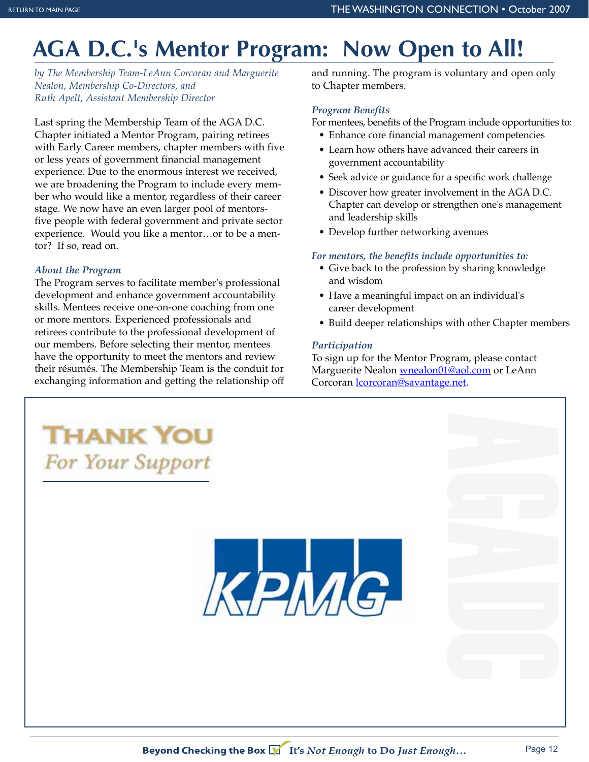# AGA D.C.'s Mentor Program: Now Open to All!

*by The Membership Team-LeAnn Corcoran and Marguerite Nealon, Membership Co-Directors, and Ruth Apelt, Assistant Membership Director*

Last spring the Membership Team of the AGA D.C. Chapter initiated a Mentor Program, pairing retirees with Early Career members, chapter members with five or less years of government financial management experience. Due to the enormous interest we received, we are broadening the Program to include every member who would like a mentor, regardless of their career stage. We now have an even larger pool of mentors-five people with federal government and private sector experience. Would you like a mentor…or to be a mentor? If so, read on.

### *About the Program*

The Program serves to facilitate member's professional development and enhance government accountability skills. Mentees receive one-on-one coaching from one or more mentors. Experienced professionals and retirees contribute to the professional development of our members. Before selecting their mentor, mentees have the opportunity to meet the mentors and review their résumés. The Membership Team is the conduit for exchanging information and getting the relationship off and running. The program is voluntary and open only to Chapter members.

### *Program Benefits*

For mentees, benefits of the Program include opportunities to:

- Enhance core financial management competencies
- Learn how others have advanced their careers in government accountability
- Seek advice or guidance for a specific work challenge
- Discover how greater involvement in the AGA D.C. Chapter can develop or strengthen one's management and leadership skills
- Develop further networking avenues

### *For mentors, the benefits include opportunities to:*

- Give back to the profession by sharing knowledge and wisdom
- Have a meaningful impact on an individual's career development
- Build deeper relationships with other Chapter members

### *Participation*

To sign up for the Mentor Program, please contact Marguerite Nealon wnealon01@aol.com or LeAnn Corcoran lcorcoran@savantage.net.

**THANK YOU**
*For Your Support*

KPMG

AGADC

**Beyond Checking the Box** It's *Not Enough* to Do *Just Enough…*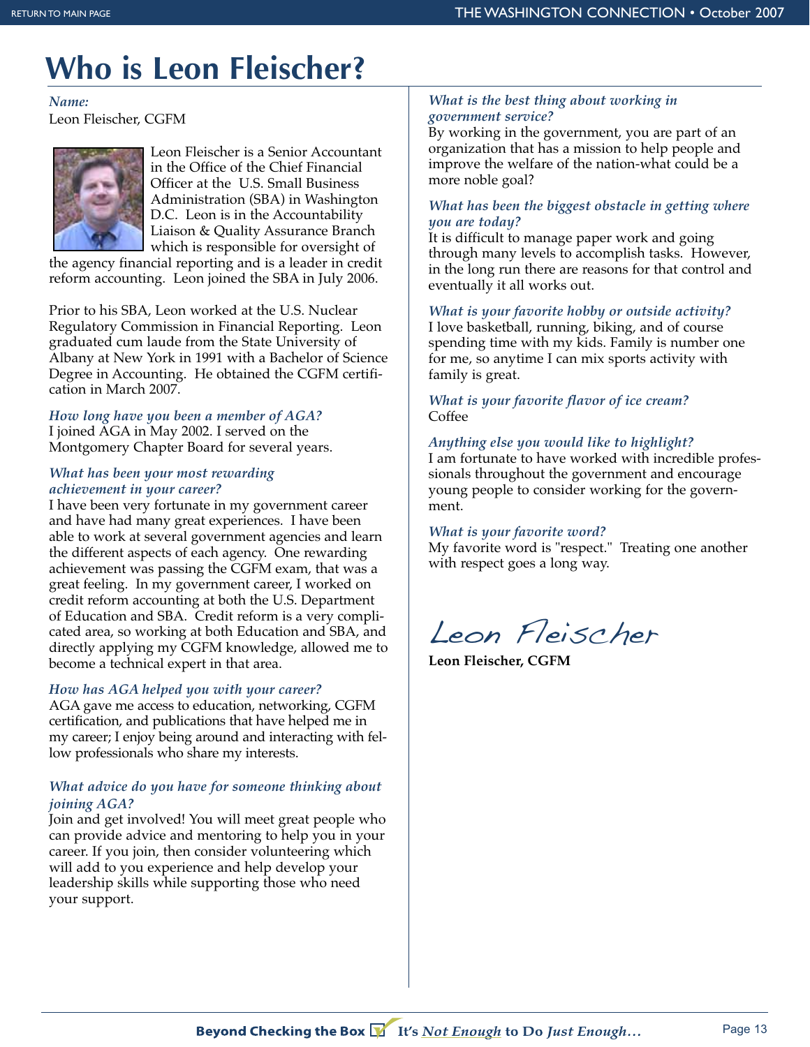# Who is Leon Fleischer?

*Name:*
Leon Fleischer, CGFM

Leon Fleischer is a Senior Accountant in the Office of the Chief Financial Officer at the U.S. Small Business Administration (SBA) in Washington D.C. Leon is in the Accountability Liaison & Quality Assurance Branch which is responsible for oversight of the agency financial reporting and is a leader in credit reform accounting. Leon joined the SBA in July 2006.

Prior to his SBA, Leon worked at the U.S. Nuclear Regulatory Commission in Financial Reporting. Leon graduated cum laude from the State University of Albany at New York in 1991 with a Bachelor of Science Degree in Accounting. He obtained the CGFM certification in March 2007.

*How long have you been a member of AGA?*
I joined AGA in May 2002. I served on the Montgomery Chapter Board for several years.

*What has been your most rewarding achievement in your career?*
I have been very fortunate in my government career and have had many great experiences. I have been able to work at several government agencies and learn the different aspects of each agency. One rewarding achievement was passing the CGFM exam, that was a great feeling. In my government career, I worked on credit reform accounting at both the U.S. Department of Education and SBA. Credit reform is a very complicated area, so working at both Education and SBA, and directly applying my CGFM knowledge, allowed me to become a technical expert in that area.

*How has AGA helped you with your career?*
AGA gave me access to education, networking, CGFM certification, and publications that have helped me in my career; I enjoy being around and interacting with fellow professionals who share my interests.

*What advice do you have for someone thinking about joining AGA?*
Join and get involved! You will meet great people who can provide advice and mentoring to help you in your career. If you join, then consider volunteering which will add to you experience and help develop your leadership skills while supporting those who need your support.

*What is the best thing about working in government service?*
By working in the government, you are part of an organization that has a mission to help people and improve the welfare of the nation-what could be a more noble goal?

*What has been the biggest obstacle in getting where you are today?*
It is difficult to manage paper work and going through many levels to accomplish tasks. However, in the long run there are reasons for that control and eventually it all works out.

*What is your favorite hobby or outside activity?*
I love basketball, running, biking, and of course spending time with my kids. Family is number one for me, so anytime I can mix sports activity with family is great.

*What is your favorite flavor of ice cream?*
Coffee

*Anything else you would like to highlight?*
I am fortunate to have worked with incredible professionals throughout the government and encourage young people to consider working for the government.

*What is your favorite word?*
My favorite word is "respect." Treating one another with respect goes a long way.

*Leon Fleischer*

**Leon Fleischer, CGFM**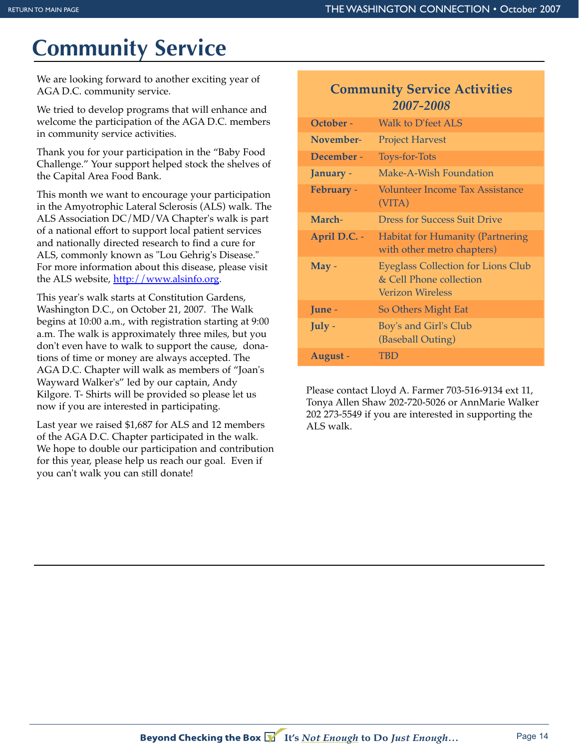# Community Service

We are looking forward to another exciting year of AGA D.C. community service.

We tried to develop programs that will enhance and welcome the participation of the AGA D.C. members in community service activities.

Thank you for your participation in the "Baby Food Challenge." Your support helped stock the shelves of the Capital Area Food Bank.

This month we want to encourage your participation in the Amyotrophic Lateral Sclerosis (ALS) walk. The ALS Association DC/MD/VA Chapter's walk is part of a national effort to support local patient services and nationally directed research to find a cure for ALS, commonly known as "Lou Gehrig's Disease." For more information about this disease, please visit the ALS website, [http://www.alsinfo.org](http://www.alsinfo.org).

This year's walk starts at Constitution Gardens, Washington D.C., on October 21, 2007. The Walk begins at 10:00 a.m., with registration starting at 9:00 a.m. The walk is approximately three miles, but you don't even have to walk to support the cause, donations of time or money are always accepted. The AGA D.C. Chapter will walk as members of "Joan's Wayward Walker's" led by our captain, Andy Kilgore. T- Shirts will be provided so please let us now if you are interested in participating.

Last year we raised $1,687 for ALS and 12 members of the AGA D.C. Chapter participated in the walk. We hope to double our participation and contribution for this year, please help us reach our goal. Even if you can't walk you can still donate!

## Community Service Activities *2007-2008*

| Month | Activity |
|---|---|
| **October -** | Walk to D'feet ALS |
| **November-** | Project Harvest |
| **December -** | Toys-for-Tots |
| **January -** | Make-A-Wish Foundation |
| **February -** | Volunteer Income Tax Assistance (VITA) |
| **March-** | Dress for Success Suit Drive |
| **April D.C. -** | Habitat for Humanity (Partnering with other metro chapters) |
| **May -** | Eyeglass Collection for Lions Club & Cell Phone collection Verizon Wireless |
| **June -** | So Others Might Eat |
| **July -** | Boy's and Girl's Club (Baseball Outing) |
| **August -** | TBD |

Please contact Lloyd A. Farmer 703-516-9134 ext 11, Tonya Allen Shaw 202-720-5026 or AnnMarie Walker 202 273-5549 if you are interested in supporting the ALS walk.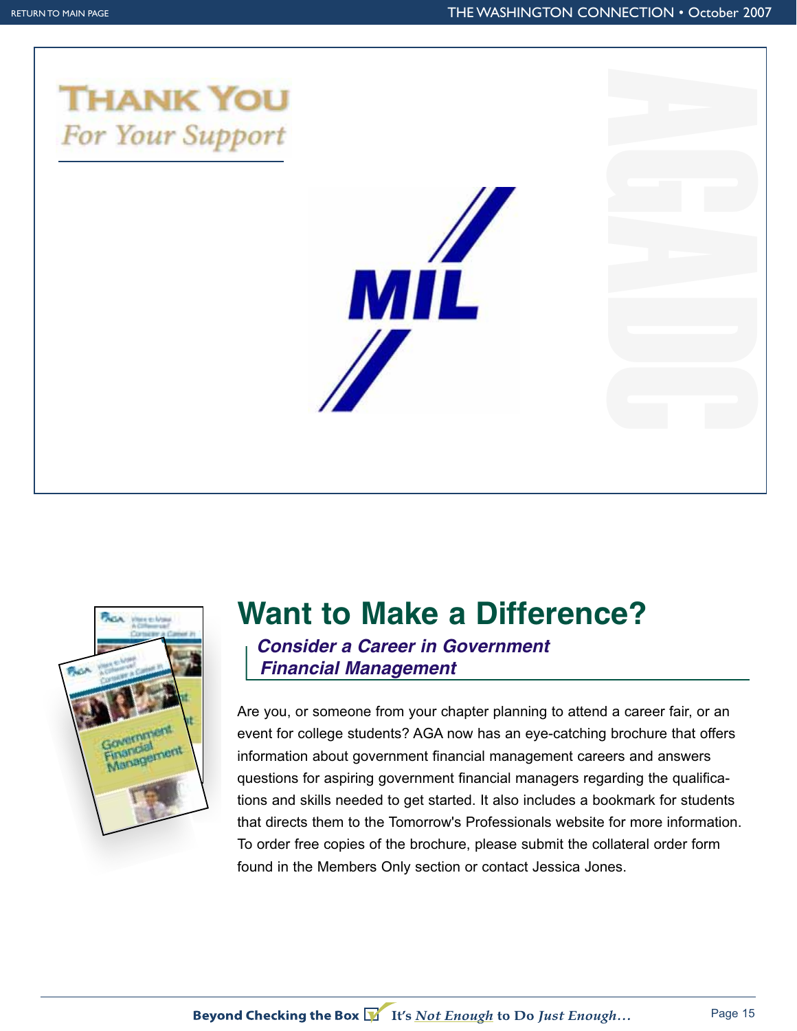# THANK YOU

*For Your Support*

MIL

AGADC

## Want to Make a Difference?

***Consider a Career in Government Financial Management***

Are you, or someone from your chapter planning to attend a career fair, or an event for college students? AGA now has an eye-catching brochure that offers information about government financial management careers and answers questions for aspiring government financial managers regarding the qualifications and skills needed to get started. It also includes a bookmark for students that directs them to the Tomorrow's Professionals website for more information. To order free copies of the brochure, please submit the collateral order form found in the Members Only section or contact Jessica Jones.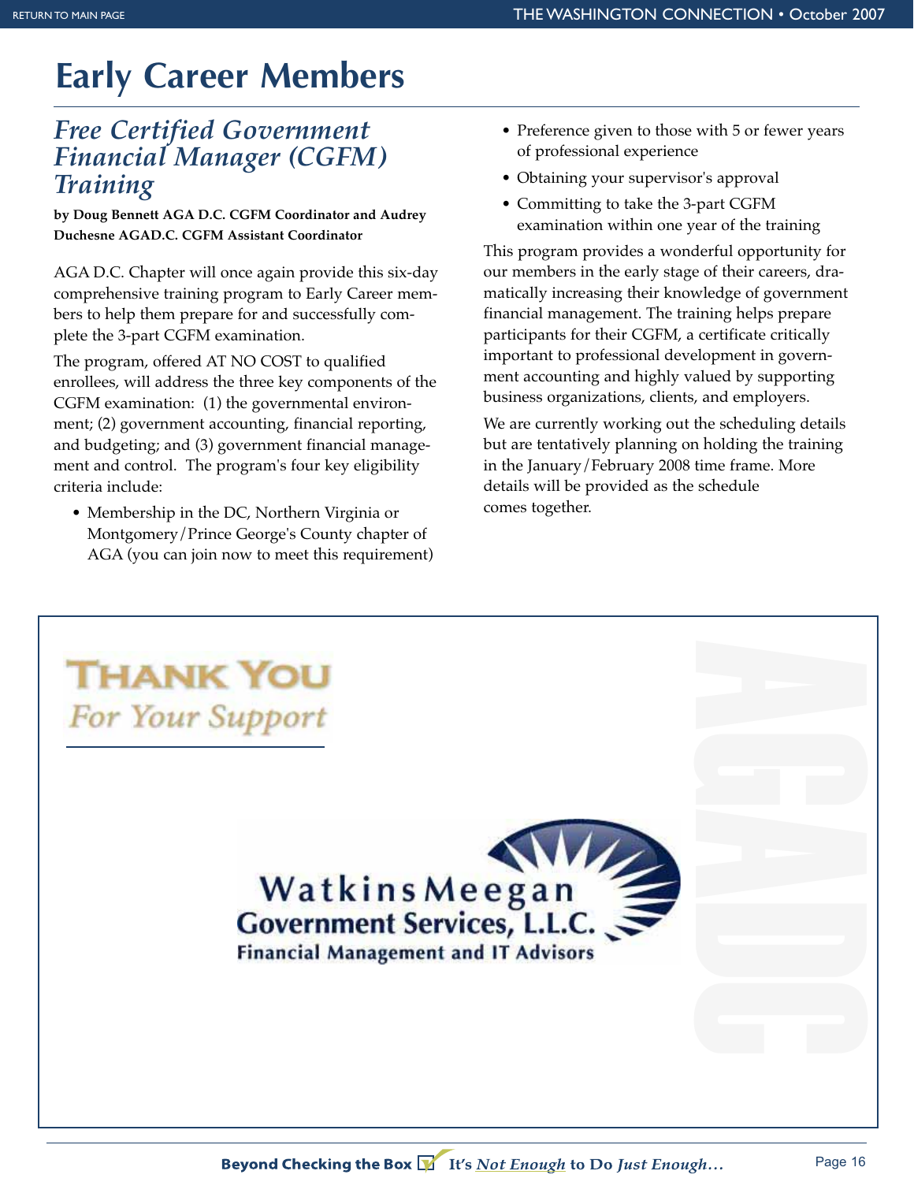# Early Career Members

## *Free Certified Government Financial Manager (CGFM) Training*

**by Doug Bennett AGA D.C. CGFM Coordinator and Audrey Duchesne AGAD.C. CGFM Assistant Coordinator**

AGA D.C. Chapter will once again provide this six-day comprehensive training program to Early Career members to help them prepare for and successfully complete the 3-part CGFM examination.

The program, offered AT NO COST to qualified enrollees, will address the three key components of the CGFM examination: (1) the governmental environment; (2) government accounting, financial reporting, and budgeting; and (3) government financial management and control. The program's four key eligibility criteria include:

- Membership in the DC, Northern Virginia or Montgomery/Prince George's County chapter of AGA (you can join now to meet this requirement)
- Preference given to those with 5 or fewer years of professional experience
- Obtaining your supervisor's approval
- Committing to take the 3-part CGFM examination within one year of the training

This program provides a wonderful opportunity for our members in the early stage of their careers, dramatically increasing their knowledge of government financial management. The training helps prepare participants for their CGFM, a certificate critically important to professional development in government accounting and highly valued by supporting business organizations, clients, and employers.

We are currently working out the scheduling details but are tentatively planning on holding the training in the January/February 2008 time frame. More details will be provided as the schedule comes together.

**THANK YOU**
*For Your Support*

WatkinsMeegan
Government Services, L.L.C.
Financial Management and IT Advisors

AGADC

**Beyond Checking the Box** It's *Not Enough* to Do *Just Enough…*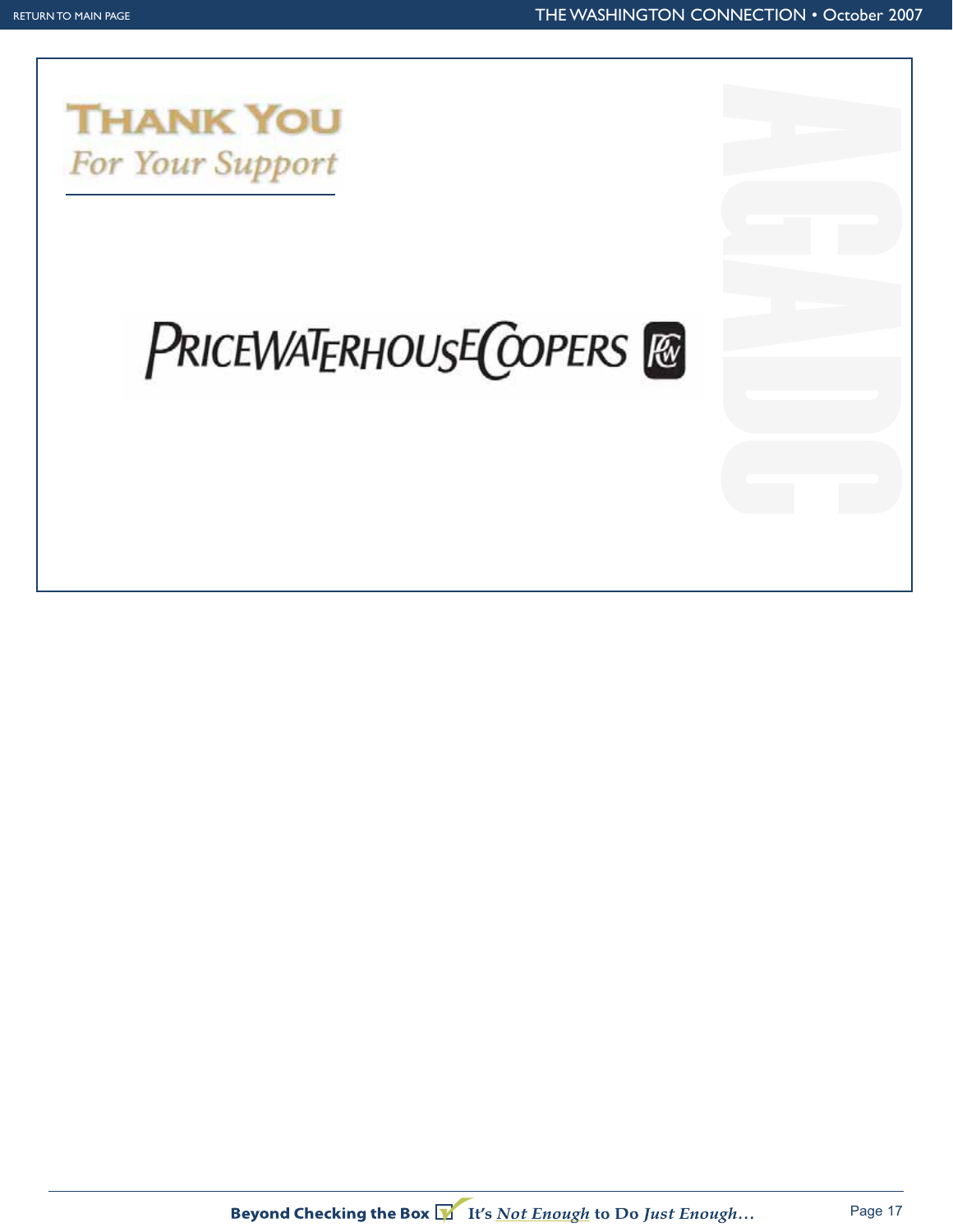# THANK YOU

*For Your Support*

PRICEWATERHOUSECOOPERS

AGADC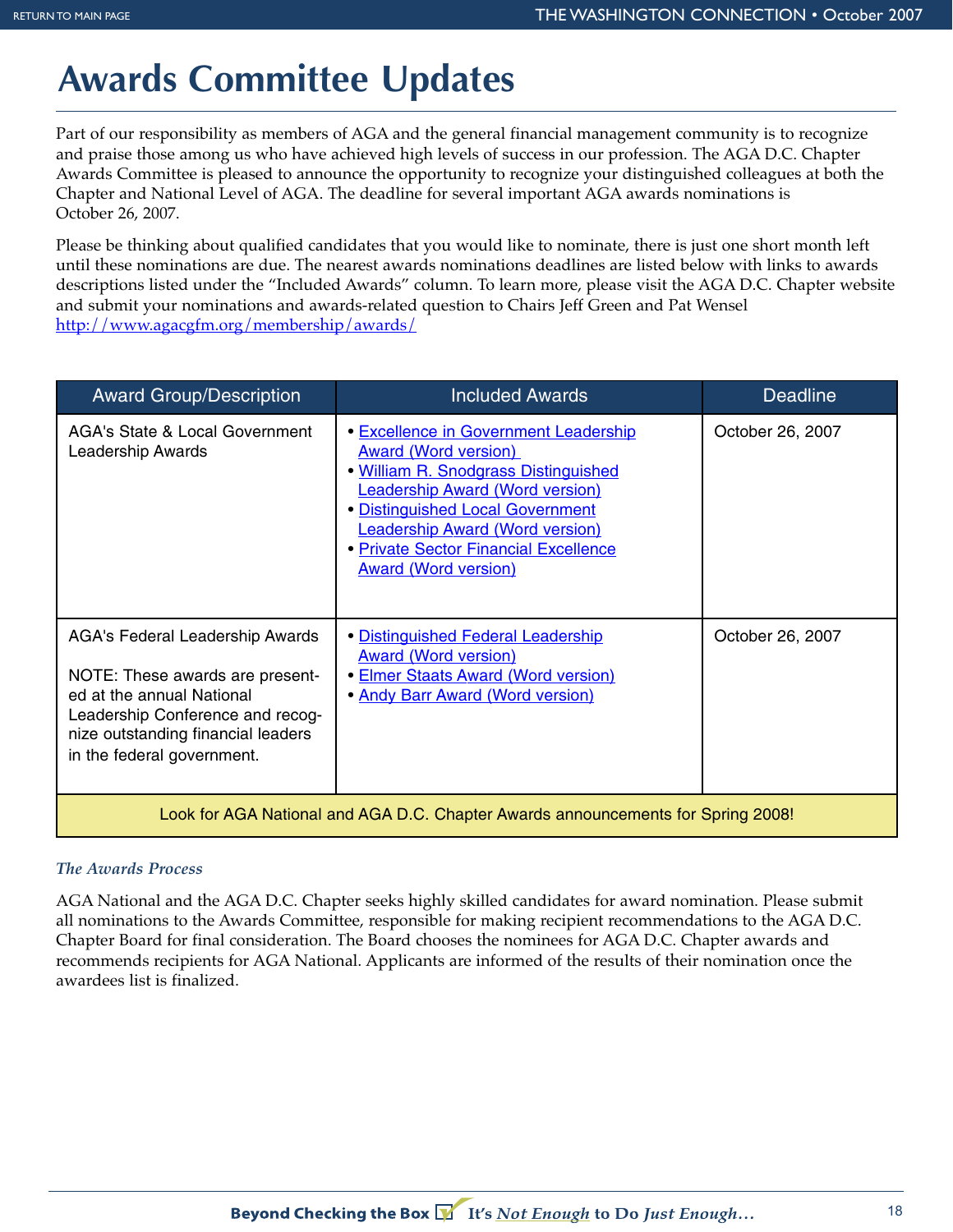# Awards Committee Updates

Part of our responsibility as members of AGA and the general financial management community is to recognize and praise those among us who have achieved high levels of success in our profession. The AGA D.C. Chapter Awards Committee is pleased to announce the opportunity to recognize your distinguished colleagues at both the Chapter and National Level of AGA. The deadline for several important AGA awards nominations is October 26, 2007.

Please be thinking about qualified candidates that you would like to nominate, there is just one short month left until these nominations are due. The nearest awards nominations deadlines are listed below with links to awards descriptions listed under the "Included Awards" column. To learn more, please visit the AGA D.C. Chapter website and submit your nominations and awards-related question to Chairs Jeff Green and Pat Wensel http://www.agacgfm.org/membership/awards/

| Award Group/Description | Included Awards | Deadline |
|---|---|---|
| AGA's State & Local Government Leadership Awards | • Excellence in Government Leadership Award (Word version)<br>• William R. Snodgrass Distinguished Leadership Award (Word version)<br>• Distinguished Local Government Leadership Award (Word version)<br>• Private Sector Financial Excellence Award (Word version) | October 26, 2007 |
| AGA's Federal Leadership Awards<br><br>NOTE: These awards are presented at the annual National Leadership Conference and recognize outstanding financial leaders in the federal government. | • Distinguished Federal Leadership Award (Word version)<br>• Elmer Staats Award (Word version)<br>• Andy Barr Award (Word version) | October 26, 2007 |
| Look for AGA National and AGA D.C. Chapter Awards announcements for Spring 2008! | | |

### *The Awards Process*

AGA National and the AGA D.C. Chapter seeks highly skilled candidates for award nomination. Please submit all nominations to the Awards Committee, responsible for making recipient recommendations to the AGA D.C. Chapter Board for final consideration. The Board chooses the nominees for AGA D.C. Chapter awards and recommends recipients for AGA National. Applicants are informed of the results of their nomination once the awardees list is finalized.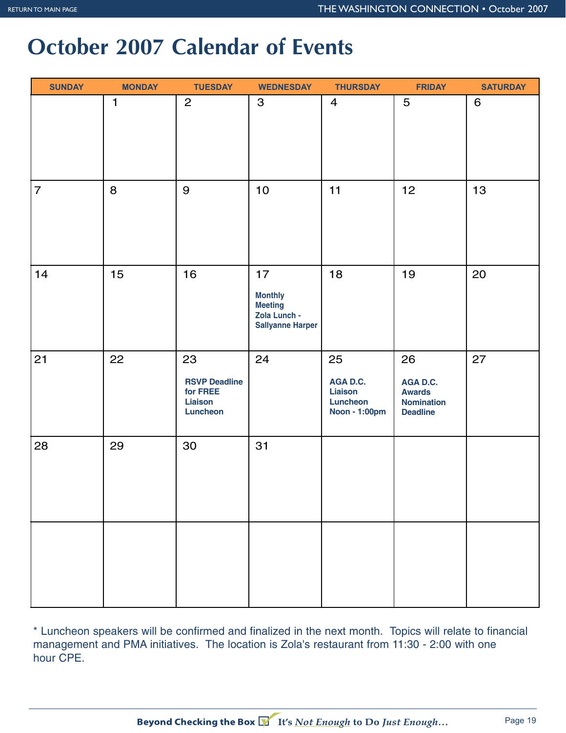# October 2007 Calendar of Events

| SUNDAY | MONDAY | TUESDAY | WEDNESDAY | THURSDAY | FRIDAY | SATURDAY |
|---|---|---|---|---|---|---|
| | 1 | 2 | 3 | 4 | 5 | 6 |
| 7 | 8 | 9 | 10 | 11 | 12 | 13 |
| 14 | 15 | 16 | 17<br>**Monthly Meeting Zola Lunch - Sallyanne Harper** | 18 | 19 | 20 |
| 21 | 22 | 23<br>**RSVP Deadline for FREE Liaison Luncheon** | 24 | 25<br>**AGA D.C. Liaison Luncheon Noon - 1:00pm** | 26<br>**AGA D.C. Awards Nomination Deadline** | 27 |
| 28 | 29 | 30 | 31 | | | |
| | | | | | | |

* Luncheon speakers will be confirmed and finalized in the next month. Topics will relate to financial management and PMA initiatives. The location is Zola's restaurant from 11:30 - 2:00 with one hour CPE.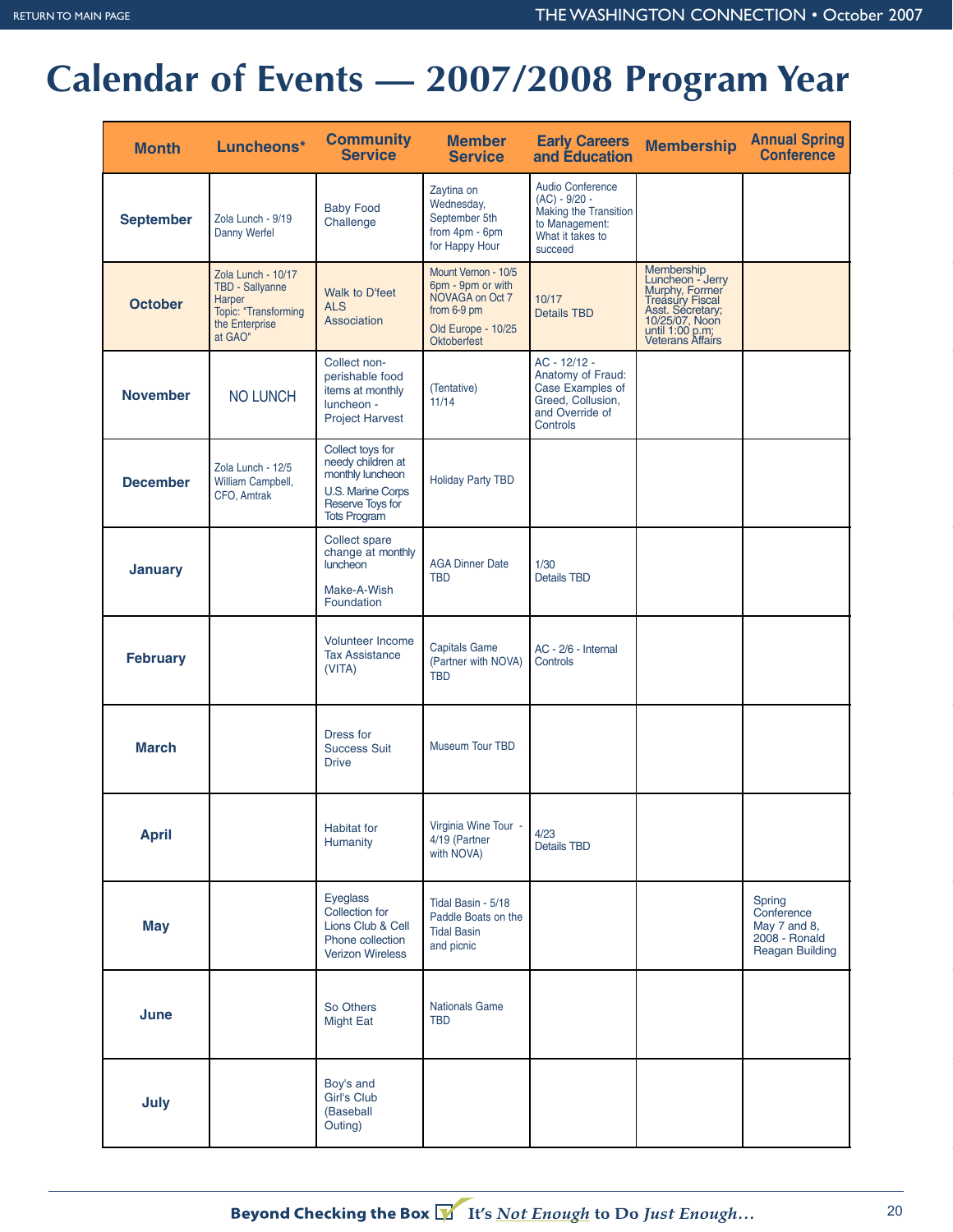# Calendar of Events — 2007/2008 Program Year

| Month | Luncheons* | Community Service | Member Service | Early Careers and Education | Membership | Annual Spring Conference |
|---|---|---|---|---|---|---|
| September | Zola Lunch - 9/19 Danny Werfel | Baby Food Challenge | Zaytina on Wednesday, September 5th from 4pm - 6pm for Happy Hour | Audio Conference (AC) - 9/20 - Making the Transition to Management: What it takes to succeed | | |
| October | Zola Lunch - 10/17 TBD - Sallyanne Harper Topic: "Transforming the Enterprise at GAO" | Walk to D'feet ALS Association | Mount Vernon - 10/5 6pm - 9pm or with NOVAGA on Oct 7 from 6-9 pm<br>Old Europe - 10/25 Oktoberfest | 10/17 Details TBD | Membership Luncheon - Jerry Murphy, Former Treasury Fiscal Asst. Secretary; 10/25/07, Noon until 1:00 p.m; Veterans Affairs | |
| November | NO LUNCH | Collect non-perishable food items at monthly luncheon - Project Harvest | (Tentative) 11/14 | AC - 12/12 - Anatomy of Fraud: Case Examples of Greed, Collusion, and Override of Controls | | |
| December | Zola Lunch - 12/5 William Campbell, CFO, Amtrak | Collect toys for needy children at monthly luncheon<br>U.S. Marine Corps Reserve Toys for Tots Program | Holiday Party TBD | | | |
| January | | Collect spare change at monthly luncheon<br>Make-A-Wish Foundation | AGA Dinner Date TBD | 1/30 Details TBD | | |
| February | | Volunteer Income Tax Assistance (VITA) | Capitals Game (Partner with NOVA) TBD | AC - 2/6 - Internal Controls | | |
| March | | Dress for Success Suit Drive | Museum Tour TBD | | | |
| April | | Habitat for Humanity | Virginia Wine Tour - 4/19 (Partner with NOVA) | 4/23 Details TBD | | |
| May | | Eyeglass Collection for Lions Club & Cell Phone collection Verizon Wireless | Tidal Basin - 5/18 Paddle Boats on the Tidal Basin and picnic | | | Spring Conference May 7 and 8, 2008 - Ronald Reagan Building |
| June | | So Others Might Eat | Nationals Game TBD | | | |
| July | | Boy's and Girl's Club (Baseball Outing) | | | | |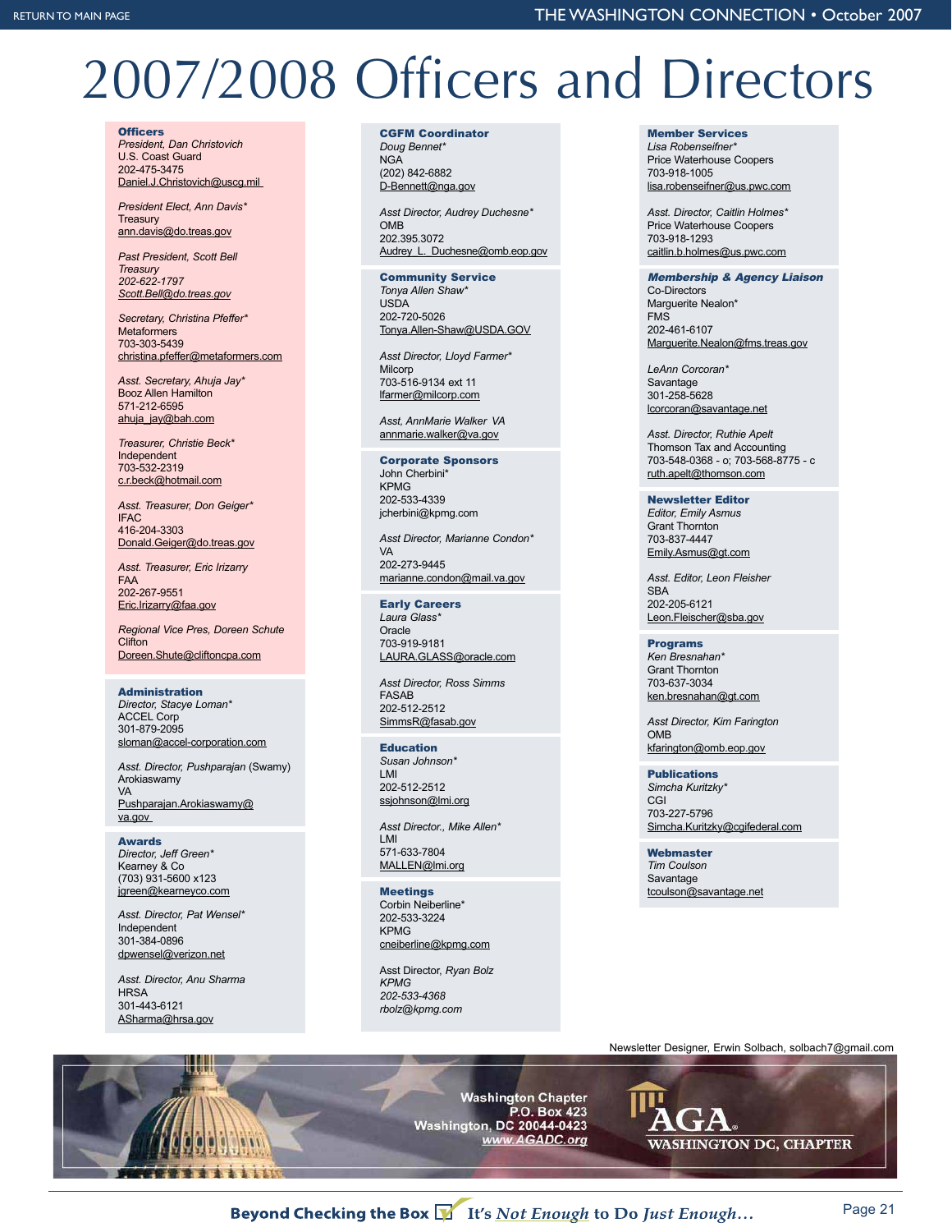# 2007/2008 Officers and Directors

**Officers**

*President, Dan Christovich*
U.S. Coast Guard
202-475-3475
Daniel.J.Christovich@uscg.mil

*President Elect, Ann Davis**
Treasury
ann.davis@do.treas.gov

*Past President, Scott Bell*
*Treasury*
*202-622-1797*
*Scott.Bell@do.treas.gov*

*Secretary, Christina Pfeffer**
Metaformers
703-303-5439
christina.pfeffer@metaformers.com

*Asst. Secretary, Ahuja Jay**
Booz Allen Hamilton
571-212-6595
ahuja_jay@bah.com

*Treasurer, Christie Beck**
Independent
703-532-2319
c.r.beck@hotmail.com

*Asst. Treasurer, Don Geiger**
IFAC
416-204-3303
Donald.Geiger@do.treas.gov

*Asst. Treasurer, Eric Irizarry*
FAA
202-267-9551
Eric.Irizarry@faa.gov

*Regional Vice Pres, Doreen Schute*
Clifton
Doreen.Shute@cliftoncpa.com

**Administration**

*Director, Stacye Loman**
ACCEL Corp
301-879-2095
sloman@accel-corporation.com

*Asst. Director, Pushparajan* (Swamy) Arokiaswamy
VA
Pushparajan.Arokiaswamy@va.gov

**Awards**

*Director, Jeff Green**
Kearney & Co
(703) 931-5600 x123
jgreen@kearneyco.com

*Asst. Director, Pat Wensel**
Independent
301-384-0896
dpwensel@verizon.net

*Asst. Director, Anu Sharma*
HRSA
301-443-6121
ASharma@hrsa.gov

**CGFM Coordinator**

*Doug Bennet**
NGA
(202) 842-6882
D-Bennett@nga.gov

*Asst Director, Audrey Duchesne**
OMB
202.395.3072
Audrey_L._Duchesne@omb.eop.gov

**Community Service**

*Tonya Allen Shaw**
USDA
202-720-5026
Tonya.Allen-Shaw@USDA.GOV

*Asst Director, Lloyd Farmer**
Milcorp
703-516-9134 ext 11
lfarmer@milcorp.com

*Asst, AnnMarie Walker VA*
annmarie.walker@va.gov

**Corporate Sponsors**

John Cherbini*
KPMG
202-533-4339
jcherbini@kpmg.com

*Asst Director, Marianne Condon**
VA
202-273-9445
marianne.condon@mail.va.gov

**Early Careers**

*Laura Glass**
Oracle
703-919-9181
LAURA.GLASS@oracle.com

*Asst Director, Ross Simms*
FASAB
202-512-2512
SimmsR@fasab.gov

**Education**

*Susan Johnson**
LMI
202-512-2512
ssjohnson@lmi.org

*Asst Director., Mike Allen**
LMI
571-633-7804
MALLEN@lmi.org

**Meetings**

Corbin Neiberline*
202-533-3224
KPMG
cneiberline@kpmg.com

Asst Director, *Ryan Bolz*
*KPMG*
*202-533-4368*
*rbolz@kpmg.com*

**Member Services**

*Lisa Robenseifner**
Price Waterhouse Coopers
703-918-1005
lisa.robenseifner@us.pwc.com

*Asst. Director, Caitlin Holmes**
Price Waterhouse Coopers
703-918-1293
caitlin.b.holmes@us.pwc.com

***Membership & Agency Liaison***

Co-Directors
Marguerite Nealon*
FMS
202-461-6107
Marguerite.Nealon@fms.treas.gov

*LeAnn Corcoran**
Savantage
301-258-5628
lcorcoran@savantage.net

*Asst. Director, Ruthie Apelt*
Thomson Tax and Accounting
703-548-0368 - o; 703-568-8775 - c
ruth.apelt@thomson.com

**Newsletter Editor**

*Editor, Emily Asmus*
Grant Thornton
703-837-4447
Emily.Asmus@gt.com

*Asst. Editor, Leon Fleisher*
SBA
202-205-6121
Leon.Fleischer@sba.gov

**Programs**

*Ken Bresnahan**
Grant Thornton
703-637-3034
ken.bresnahan@gt.com

*Asst Director, Kim Farington*
OMB
kfarington@omb.eop.gov

**Publications**

*Simcha Kuritzky**
CGI
703-227-5796
Simcha.Kuritzky@cgifederal.com

**Webmaster**

*Tim Coulson*
Savantage
tcoulson@savantage.net

Newsletter Designer, Erwin Solbach, solbach7@gmail.com

Washington Chapter
P.O. Box 423
Washington, DC 20044-0423
www.AGADC.org

AGA
WASHINGTON DC, CHAPTER

**Beyond Checking the Box** It's *Not Enough* to Do *Just Enough...*